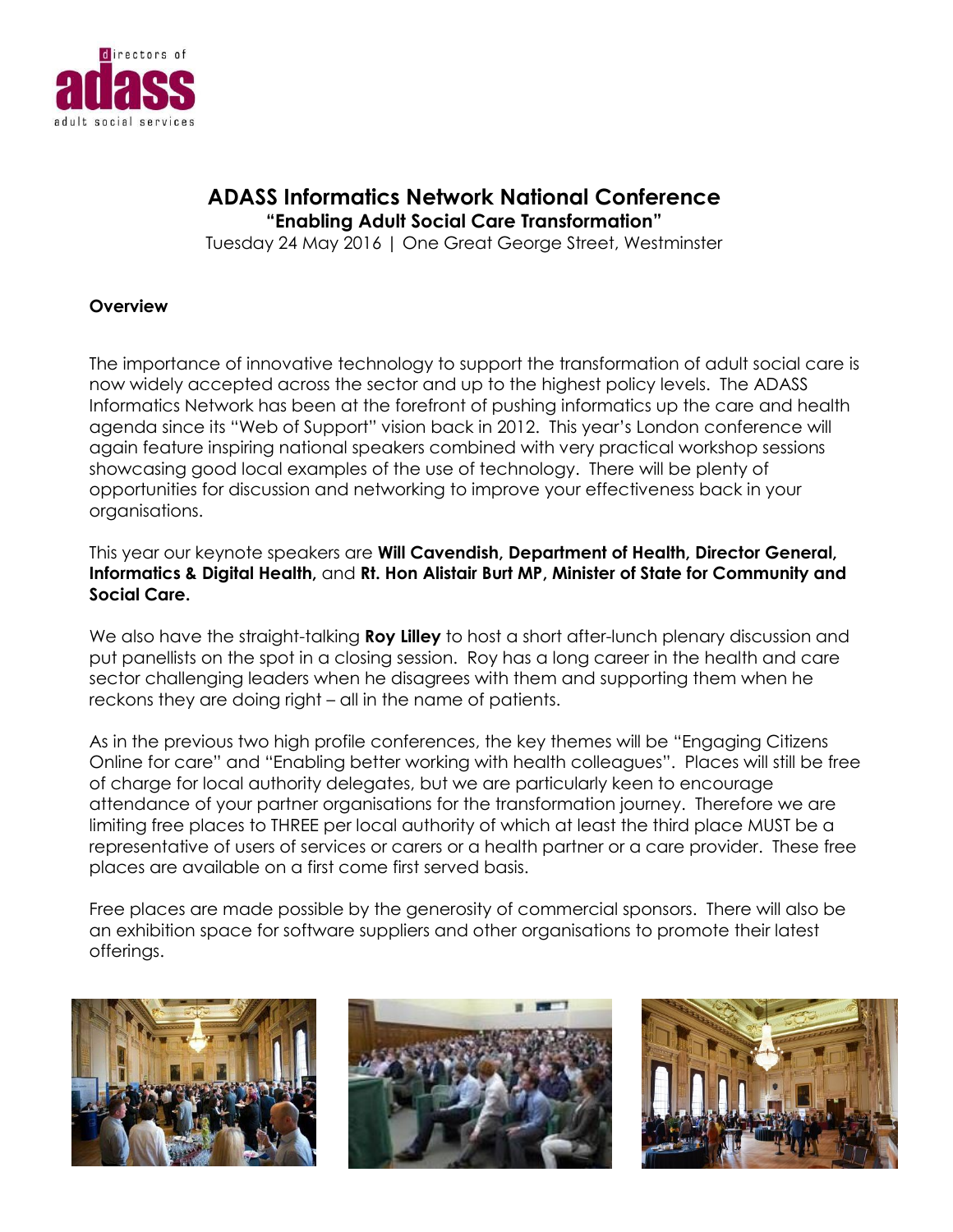# ADASS Informatics Network National Conference

**"Enabling Adult Social Care Transformation"**

Tuesday 24 May 2016 | One Great George Street, Westminster

## Overview

The importance of innovative technology to support the transformation of adult social care is now widely accepted across the sector and up to the highest policy levels. The ADASS Informatics Network has been at the forefront of pushing informatics up the care and health agenda since its "Web of Support" vision back in 2012. This year's London conference will again feature inspiring national speakers combined with very practical workshop sessions showcasing good local examples of the use of technology. There will be plenty of opportunities for discussion and networking to improve your effectiveness back in your organisations.

This year our keynote speakers are **Will Cavendish, Department of Health, Director General, Informatics & Digital Health,** and **Rt. Hon Alistair Burt MP, Minister of State for Community and Social Care.**

We also have the straight-talking **Roy Lilley** to host a short after-lunch plenary discussion and put panellists on the spot in a closing session. Roy has a long career in the health and care sector challenging leaders when he disagrees with them and supporting them when he reckons they are doing right – all in the name of patients.

As in the previous two high profile conferences, the key themes will be "Engaging Citizens Online for care" and "Enabling better working with health colleagues". Places will still be free of charge for local authority delegates, but we are particularly keen to encourage attendance of your partner organisations for the transformation journey. Therefore we are limiting free places to THREE per local authority of which at least the third place MUST be a representative of users of services or carers or a health partner or a care provider. These free places are available on a first come first served basis.

Free places are made possible by the generosity of commercial sponsors. There will also be an exhibition space for software suppliers and other organisations to promote their latest offerings.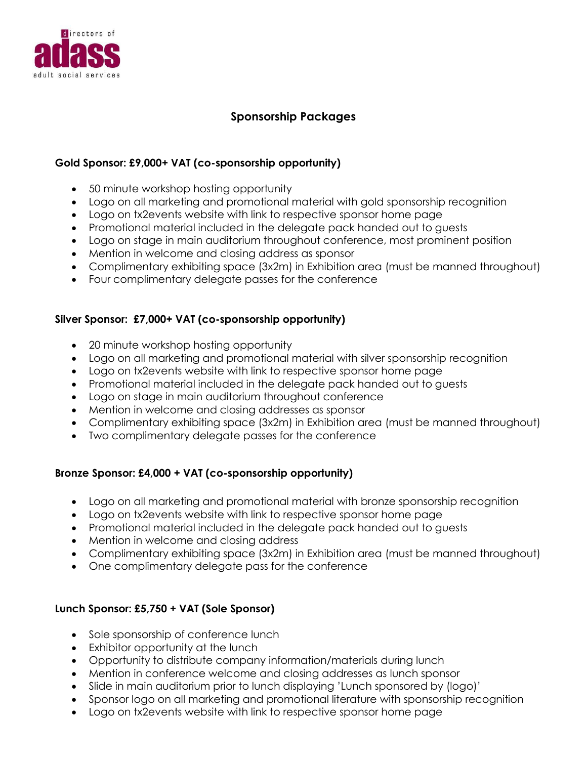## Sponsorship Packages

### Gold Sponsor: £9,000+ VAT (co-sponsorship opportunity)

- 50 minute workshop hosting opportunity
- Logo on all marketing and promotional material with gold sponsorship recognition
- Logo on tx2events website with link to respective sponsor home page
- Promotional material included in the delegate pack handed out to guests
- Logo on stage in main auditorium throughout conference, most prominent position
- Mention in welcome and closing address as sponsor
- Complimentary exhibiting space (3x2m) in Exhibition area (must be manned throughout)
- Four complimentary delegate passes for the conference

### Silver Sponsor: £7,000+ VAT (co-sponsorship opportunity)

- 20 minute workshop hosting opportunity
- Logo on all marketing and promotional material with silver sponsorship recognition
- Logo on tx2events website with link to respective sponsor home page
- Promotional material included in the delegate pack handed out to guests
- Logo on stage in main auditorium throughout conference
- Mention in welcome and closing addresses as sponsor
- Complimentary exhibiting space (3x2m) in Exhibition area (must be manned throughout)
- Two complimentary delegate passes for the conference

### Bronze Sponsor: £4,000 + VAT (co-sponsorship opportunity)

- Logo on all marketing and promotional material with bronze sponsorship recognition
- Logo on tx2events website with link to respective sponsor home page
- Promotional material included in the delegate pack handed out to guests
- Mention in welcome and closing address
- Complimentary exhibiting space (3x2m) in Exhibition area (must be manned throughout)
- One complimentary delegate pass for the conference

### Lunch Sponsor: £5,750 + VAT (Sole Sponsor)

- Sole sponsorship of conference lunch
- Exhibitor opportunity at the lunch
- Opportunity to distribute company information/materials during lunch
- Mention in conference welcome and closing addresses as lunch sponsor
- Slide in main auditorium prior to lunch displaying 'Lunch sponsored by (logo)'
- Sponsor logo on all marketing and promotional literature with sponsorship recognition
- Logo on tx2events website with link to respective sponsor home page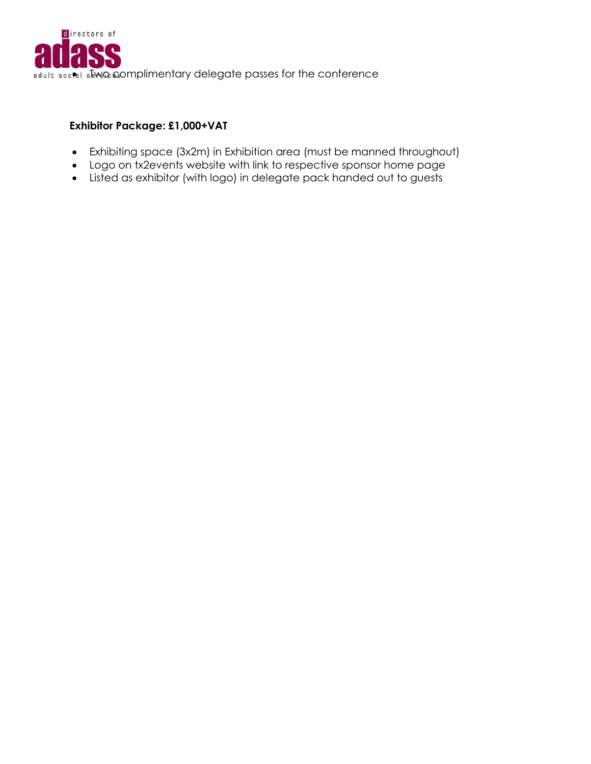- Two complimentary delegate passes for the conference

**Exhibitor Package: £1,000+VAT**

- Exhibiting space (3x2m) in Exhibition area (must be manned throughout)
- Logo on tx2events website with link to respective sponsor home page
- Listed as exhibitor (with logo) in delegate pack handed out to guests